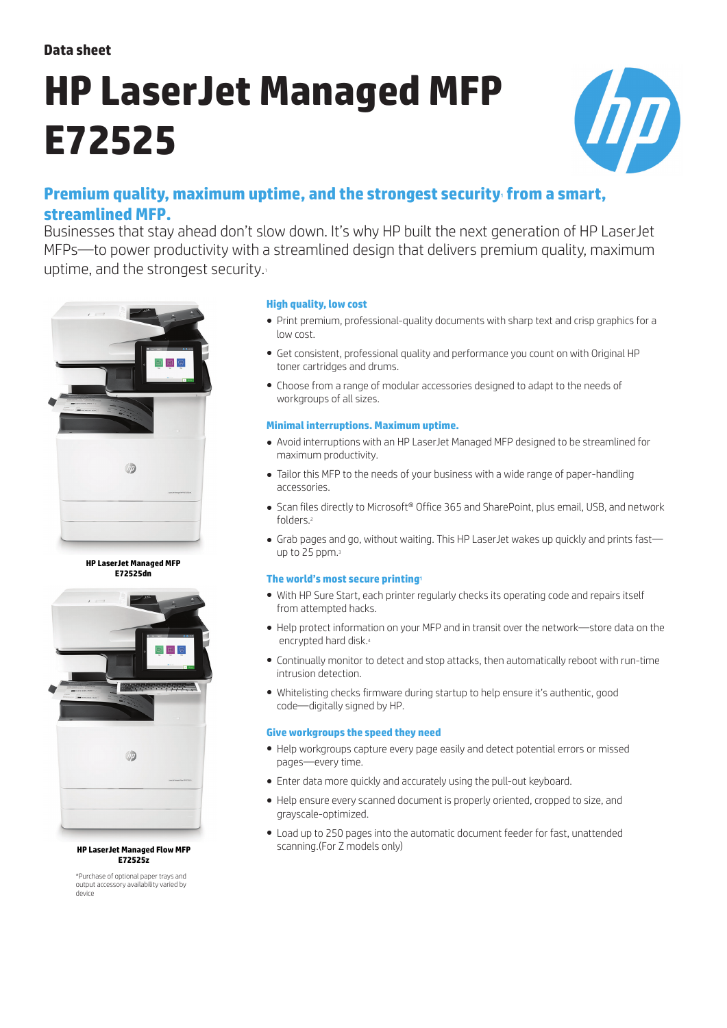Data sheet

# HP LaserJet Managed MFP E72525

## Premium quality, maximum uptime, and the strongest security[1] from a smart, streamlined MFP.

Businesses that stay ahead don't slow down. It's why HP built the next generation of HP LaserJet MFPs—to power productivity with a streamlined design that delivers premium quality, maximum uptime, and the strongest security.[1]

**HP LaserJet Managed MFP E72525dn**

**HP LaserJet Managed Flow MFP E72525z**

*Purchase of optional paper trays and output accessory availability varied by device

### High quality, low cost

- Print premium, professional-quality documents with sharp text and crisp graphics for a low cost.
- Get consistent, professional quality and performance you count on with Original HP toner cartridges and drums.
- Choose from a range of modular accessories designed to adapt to the needs of workgroups of all sizes.

### Minimal interruptions. Maximum uptime.

- Avoid interruptions with an HP LaserJet Managed MFP designed to be streamlined for maximum productivity.
- Tailor this MFP to the needs of your business with a wide range of paper-handling accessories.
- Scan files directly to Microsoft® Office 365 and SharePoint, plus email, USB, and network folders.[2]
- Grab pages and go, without waiting. This HP LaserJet wakes up quickly and prints fast—up to 25 ppm.[3]

### The world's most secure printing[1]

- With HP Sure Start, each printer regularly checks its operating code and repairs itself from attempted hacks.
- Help protect information on your MFP and in transit over the network—store data on the encrypted hard disk.[4]
- Continually monitor to detect and stop attacks, then automatically reboot with run-time intrusion detection.
- Whitelisting checks firmware during startup to help ensure it's authentic, good code—digitally signed by HP.

### Give workgroups the speed they need

- Help workgroups capture every page easily and detect potential errors or missed pages—every time.
- Enter data more quickly and accurately using the pull-out keyboard.
- Help ensure every scanned document is properly oriented, cropped to size, and grayscale-optimized.
- Load up to 250 pages into the automatic document feeder for fast, unattended scanning.(For Z models only)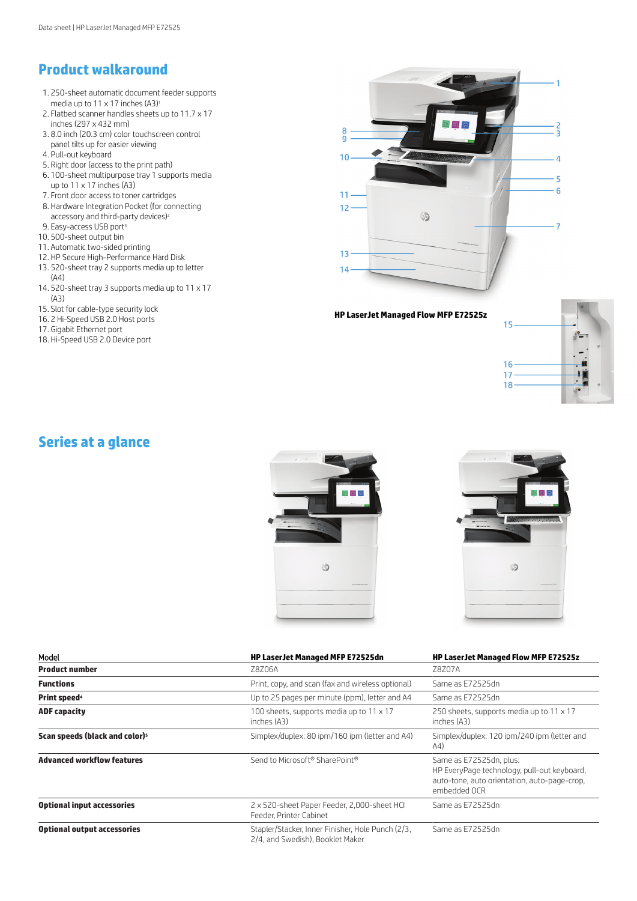## Product walkaround

1. 250-sheet automatic document feeder supports media up to 11 x 17 inches (A3)[1]
2. Flatbed scanner handles sheets up to 11.7 x 17 inches (297 x 432 mm)
3. 8.0 inch (20.3 cm) color touchscreen control panel tilts up for easier viewing
4. Pull-out keyboard
5. Right door (access to the print path)
6. 100-sheet multipurpose tray 1 supports media up to 11 x 17 inches (A3)
7. Front door access to toner cartridges
8. Hardware Integration Pocket (for connecting accessory and third-party devices)[2]
9. Easy-access USB port[3]
10. 500-sheet output bin
11. Automatic two-sided printing
12. HP Secure High-Performance Hard Disk
13. 520-sheet tray 2 supports media up to letter (A4)
14. 520-sheet tray 3 supports media up to 11 x 17 (A3)
15. Slot for cable-type security lock
16. 2 Hi-Speed USB 2.0 Host ports
17. Gigabit Ethernet port
18. Hi-Speed USB 2.0 Device port

**HP LaserJet Managed Flow MFP E72525z**

## Series at a glance

| Model | HP LaserJet Managed MFP E72525dn | HP LaserJet Managed Flow MFP E72525z |
|---|---|---|
| **Product number** | Z8Z06A | Z8Z07A |
| **Functions** | Print, copy, and scan (fax and wireless optional) | Same as E72525dn |
| **Print speed**[4] | Up to 25 pages per minute (ppm), letter and A4 | Same as E72525dn |
| **ADF capacity** | 100 sheets, supports media up to 11 x 17 inches (A3) | 250 sheets, supports media up to 11 x 17 inches (A3) |
| **Scan speeds (black and color)**[5] | Simplex/duplex: 80 ipm/160 ipm (letter and A4) | Simplex/duplex: 120 ipm/240 ipm (letter and A4) |
| **Advanced workflow features** | Send to Microsoft® SharePoint® | Same as E72525dn, plus: HP EveryPage technology, pull-out keyboard, auto-tone, auto orientation, auto-page-crop, embedded OCR |
| **Optional input accessories** | 2 x 520-sheet Paper Feeder, 2,000-sheet HCI Feeder, Printer Cabinet | Same as E72525dn |
| **Optional output accessories** | Stapler/Stacker, Inner Finisher, Hole Punch (2/3, 2/4, and Swedish), Booklet Maker | Same as E72525dn |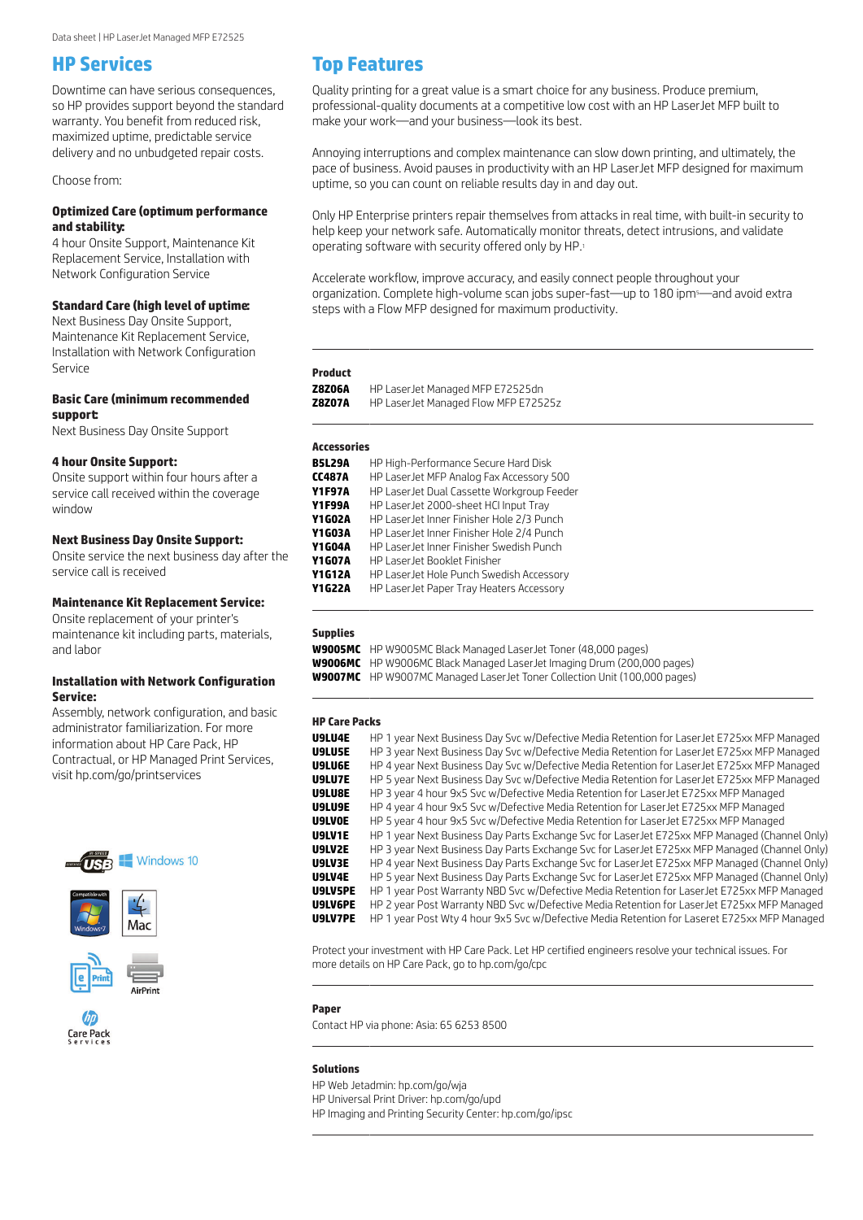## HP Services

Downtime can have serious consequences, so HP provides support beyond the standard warranty. You benefit from reduced risk, maximized uptime, predictable service delivery and no unbudgeted repair costs.

Choose from:

**Optimized Care (optimum performance and stability:**
4 hour Onsite Support, Maintenance Kit Replacement Service, Installation with Network Configuration Service

**Standard Care (high level of uptime:**
Next Business Day Onsite Support, Maintenance Kit Replacement Service, Installation with Network Configuration Service

**Basic Care (minimum recommended support:**
Next Business Day Onsite Support

**4 hour Onsite Support:**
Onsite support within four hours after a service call received within the coverage window

**Next Business Day Onsite Support:**
Onsite service the next business day after the service call is received

**Maintenance Kit Replacement Service:**
Onsite replacement of your printer's maintenance kit including parts, materials, and labor

**Installation with Network Configuration Service:**
Assembly, network configuration, and basic administrator familiarization. For more information about HP Care Pack, HP Contractual, or HP Managed Print Services, visit hp.com/go/printservices

## Top Features

Quality printing for a great value is a smart choice for any business. Produce premium, professional-quality documents at a competitive low cost with an HP LaserJet MFP built to make your work—and your business—look its best.

Annoying interruptions and complex maintenance can slow down printing, and ultimately, the pace of business. Avoid pauses in productivity with an HP LaserJet MFP designed for maximum uptime, so you can count on reliable results day in and day out.

Only HP Enterprise printers repair themselves from attacks in real time, with built-in security to help keep your network safe. Automatically monitor threats, detect intrusions, and validate operating software with security offered only by HP.[1]

Accelerate workflow, improve accuracy, and easily connect people throughout your organization. Complete high-volume scan jobs super-fast—up to 180 ipm[5]—and avoid extra steps with a Flow MFP designed for maximum productivity.

**Product**

| | |
|---|---|
| **Z8Z06A** | HP LaserJet Managed MFP E72525dn |
| **Z8Z07A** | HP LaserJet Managed Flow MFP E72525z |

**Accessories**

| | |
|---|---|
| **B5L29A** | HP High-Performance Secure Hard Disk |
| **CC487A** | HP LaserJet MFP Analog Fax Accessory 500 |
| **Y1F97A** | HP LaserJet Dual Cassette Workgroup Feeder |
| **Y1F99A** | HP LaserJet 2000-sheet HCI Input Tray |
| **Y1G02A** | HP LaserJet Inner Finisher Hole 2/3 Punch |
| **Y1G03A** | HP LaserJet Inner Finisher Hole 2/4 Punch |
| **Y1G04A** | HP LaserJet Inner Finisher Swedish Punch |
| **Y1G07A** | HP LaserJet Booklet Finisher |
| **Y1G12A** | HP LaserJet Hole Punch Swedish Accessory |
| **Y1G22A** | HP LaserJet Paper Tray Heaters Accessory |

**Supplies**

| | |
|---|---|
| **W9005MC** | HP W9005MC Black Managed LaserJet Toner (48,000 pages) |
| **W9006MC** | HP W9006MC Black Managed LaserJet Imaging Drum (200,000 pages) |
| **W9007MC** | HP W9007MC Managed LaserJet Toner Collection Unit (100,000 pages) |

**HP Care Packs**

| | |
|---|---|
| **U9LU4E** | HP 1 year Next Business Day Svc w/Defective Media Retention for LaserJet E725xx MFP Managed |
| **U9LU5E** | HP 3 year Next Business Day Svc w/Defective Media Retention for LaserJet E725xx MFP Managed |
| **U9LU6E** | HP 4 year Next Business Day Svc w/Defective Media Retention for LaserJet E725xx MFP Managed |
| **U9LU7E** | HP 5 year Next Business Day Svc w/Defective Media Retention for LaserJet E725xx MFP Managed |
| **U9LU8E** | HP 3 year 4 hour 9x5 Svc w/Defective Media Retention for LaserJet E725xx MFP Managed |
| **U9LU9E** | HP 4 year 4 hour 9x5 Svc w/Defective Media Retention for LaserJet E725xx MFP Managed |
| **U9LV0E** | HP 5 year 4 hour 9x5 Svc w/Defective Media Retention for LaserJet E725xx MFP Managed |
| **U9LV1E** | HP 1 year Next Business Day Parts Exchange Svc for LaserJet E725xx MFP Managed (Channel Only) |
| **U9LV2E** | HP 3 year Next Business Day Parts Exchange Svc for LaserJet E725xx MFP Managed (Channel Only) |
| **U9LV3E** | HP 4 year Next Business Day Parts Exchange Svc for LaserJet E725xx MFP Managed (Channel Only) |
| **U9LV4E** | HP 5 year Next Business Day Parts Exchange Svc for LaserJet E725xx MFP Managed (Channel Only) |
| **U9LV5PE** | HP 1 year Post Warranty NBD Svc w/Defective Media Retention for LaserJet E725xx MFP Managed |
| **U9LV6PE** | HP 2 year Post Warranty NBD Svc w/Defective Media Retention for LaserJet E725xx MFP Managed |
| **U9LV7PE** | HP 1 year Post Wty 4 hour 9x5 Svc w/Defective Media Retention for Laseret E725xx MFP Managed |

Protect your investment with HP Care Pack. Let HP certified engineers resolve your technical issues. For more details on HP Care Pack, go to hp.com/go/cpc

**Paper**

Contact HP via phone: Asia: 65 6253 8500

**Solutions**

HP Web Jetadmin: hp.com/go/wja
HP Universal Print Driver: hp.com/go/upd
HP Imaging and Printing Security Center: hp.com/go/ipsc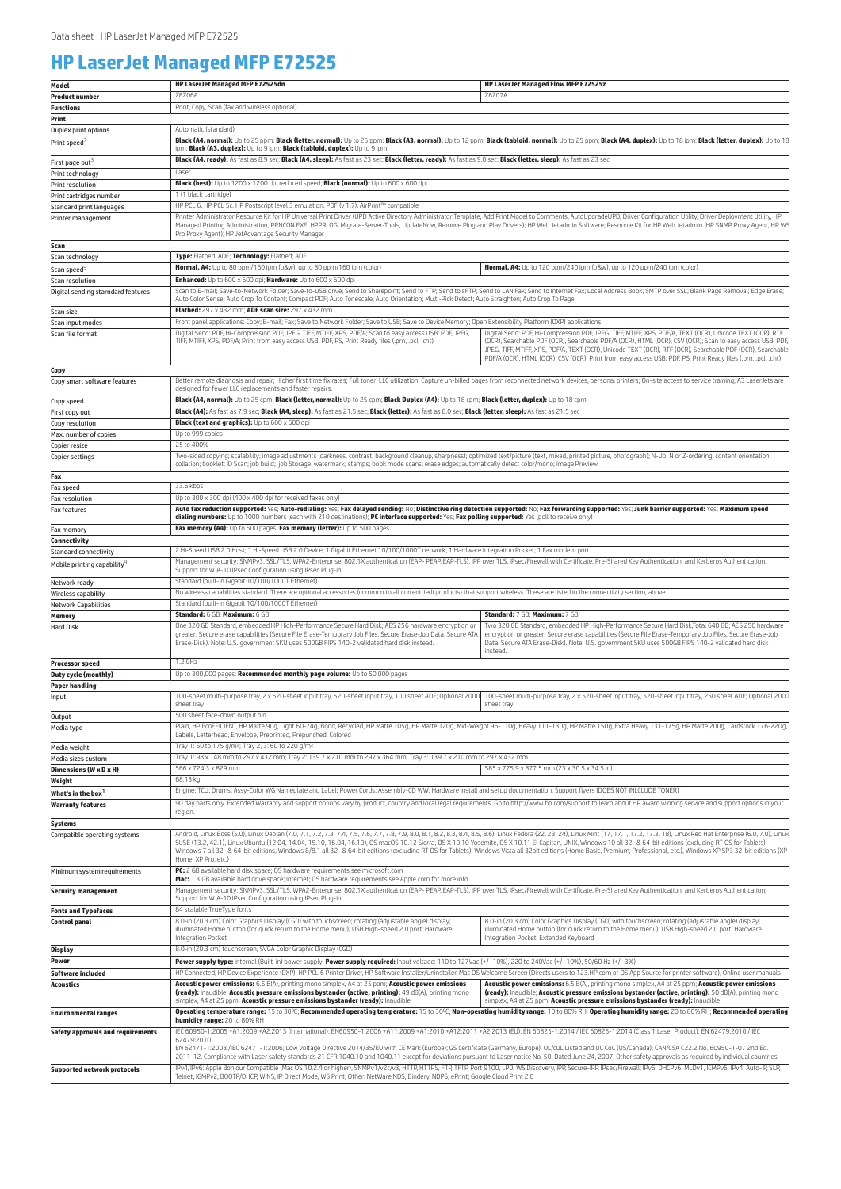# HP LaserJet Managed MFP E72525

| Model | HP LaserJet Managed MFP E72525dn | HP LaserJet Managed Flow MFP E72525z |
|---|---|---|
| **Product number** | Z8Z06A | Z8Z07A |
| **Functions** | Print, Copy, Scan (fax and wireless optional) | |
| **Print** | | |
| Duplex print options | Automatic (standard) | |
| Print speed[7] | **Black (A4, normal):** Up to 25 ppm; **Black (letter, normal):** Up to 25 ppm; **Black (A3, normal):** Up to 12 ppm; **Black (tabloid, normal):** Up to 25 ppm; **Black (A4, duplex):** Up to 18 ipm; **Black (letter, duplex):** Up to 18 ipm; **Black (A3, duplex):** Up to 9 ipm; **Black (tabloid, duplex):** Up to 9 ipm | |
| First page out[3] | **Black (A4, ready):** As fast as 8.9 sec; **Black (A4, sleep):** As fast as 23 sec; **Black (letter, ready):** As fast as 9.0 sec; **Black (letter, sleep):** As fast as 23 sec | |
| Print technology | Laser | |
| Print resolution | **Black (best):** Up to 1200 x 1200 dpi reduced speed; **Black (normal):** Up to 600 x 600 dpi | |
| Print cartridges number | 1 (1 black cartridge) | |
| Standard print languages | HP PCL 6, HP PCL 5c, HP Postscript level 3 emulation, PDF (v 1.7), AirPrint™ compatible | |
| Printer management | Printer Administrator Resource Kit for HP Universal Print Driver (UPD Active Directory Administrator Template, Add Print Model to Comments, AutoUpgradeUPD, Driver Configuration Utility, Driver Deployment Utility, HP Managed Printing Administration, PRNCON.EXE, HPPRLOG, Migrate-Server-Tools, UpdateNow, Remove Plug and Play Drivers); HP Web Jetadmin Software; Resource Kit for HP Web Jetadmin (HP SNMP Proxy Agent, HP WS Pro Proxy Agent); HP JetAdvantage Security Manager | |
| **Scan** | | |
| Scan technology | **Type:** Flatbed, ADF; **Technology:** Flatbed; ADF | |
| Scan speed[9] | **Normal, A4:** Up to 80 ppm/160 ipm (b&w), up to 80 ppm/160 ipm (color) | **Normal, A4:** Up to 120 ppm/240 ipm (b&w), up to 120 ppm/240 ipm (color) |
| Scan resolution | **Enhanced:** Up to 600 x 600 dpi; **Hardware:** Up to 600 x 600 dpi | |
| Digital sending starndard features | Scan to E-mail; Save-to-Network Folder; Save-to-USB drive; Send to Sharepoint; Send to FTP; Send to sFTP; Send to LAN Fax; Send to Internet Fax; Local Address Book; SMTP over SSL; Blank Page Removal; Edge Erase; Auto Color Sense; Auto Crop To Content; Compact PDF; Auto Tonescale; Auto Orientation; Multi-Pick Detect; Auto Straighten; Auto Crop To Page | |
| Scan size | **Flatbed:** 297 x 432 mm; **ADF scan size:** 297 x 432 mm | |
| Scan input modes | Front panel applications: Copy; E-mail; Fax; Save to Network Folder; Save to USB; Save to Device Memory; Open Extensibility Platform (OXP) applications | |
| Scan file format | Digital Send: PDF; Hi-Compression PDF, JPEG, TIFF, MTIFF, XPS, PDF/A; Scan to easy access USB: PDF, JPEG, TIFF, MTIFF, XPS, PDF/A; Print from easy access USB: PDF, PS, Print Ready files (.prn, .pcl, .cht) | Digital Send: PDF, Hi-Compression PDF, JPEG, TIFF, MTIFF, XPS, PDF/A, TEXT (OCR), Unicode TEXT (OCR), RTF (OCR), Searchable PDF (OCR), Searchable PDF/A (OCR), HTML (OCR), CSV (OCR); Scan to easy access USB: PDF, JPEG, TIFF, MTIFF, XPS, PDF/A, TEXT (OCR), Unicode TEXT (OCR), RTF (OCR), Searchable PDF (OCR), Searchable PDF/A (OCR), HTML (OCR), CSV (OCR); Print from easy access USB: PDF, PS, Print Ready files (.prn, .pcl, .cht) |
| **Copy** | | |
| Copy smart software features | Better remote diagnosis and repair; Higher first time fix rates; Full toner; LLC utilization; Capture un-billed pages from reconnected network devices, personal printers; On-site access to service training; A3 LaserJets are designed for fewer LLC replacements and faster repairs. | |
| Copy speed | **Black (A4, normal):** Up to 25 cpm; **Black (letter, normal):** Up to 25 cpm; **Black Duplex (A4):** Up to 18 cpm; **Black (letter, duplex):** Up to 18 cpm | |
| First copy out | **Black (A4):** As fast as 7.9 sec; **Black (A4, sleep):** As fast as 21.5 sec; **Black (letter):** As fast as 8.0 sec; **Black (letter, sleep):** As fast as 21.5 sec | |
| Copy resolution | **Black (text and graphics):** Up to 600 x 600 dpi | |
| Max. number of copies | Up to 999 copies | |
| Copier resize | 25 to 400% | |
| Copier settings | Two-sided copying; scalability; image adjustments (darkness, contrast, background cleanup, sharpness); optimized text/picture (text, mixed, printed picture, photograph); N-Up; N or Z-ordering; content orientation; collation; booklet; ID Scan; job build; job Storage; watermark; stamps; book mode scans; erase edges; automatically detect color/mono; image Preview | |
| **Fax** | | |
| Fax speed | 33.6 kbps | |
| Fax resolution | Up to 300 x 300 dpi (400 x 400 dpi for received faxes only) | |
| Fax features | **Auto fax reduction supported:** Yes; **Auto-redialing:** Yes; **Fax delayed sending:** No; **Distinctive ring detection supported:** No; **Fax forwarding supported:** Yes; **Junk barrier supported:** Yes; **Maximum speed dialing numbers:** Up to 1000 numbers (each with 210 destinations); **PC interface supported:** Yes; **Fax polling supported:** Yes (poll to receive only) | |
| Fax memory | **Fax memory (A4):** Up to 500 pages; **Fax memory (letter):** Up to 500 pages | |
| **Connectivity** | | |
| Standard connectivity | 2 Hi-Speed USB 2.0 Host; 1 Hi-Speed USB 2.0 Device; 1 Gigabit Ethernet 10/100/1000T network; 1 Hardware Integration Pocket; 1 Fax modem port | |
| Mobile printing capability[4] | Management security: SNMPv3, SSL/TLS, WPA2-Enterprise, 802.1X authentication (EAP- PEAP, EAP-TLS), IPP over TLS, IPsec/Firewall with Certificate, Pre-Shared Key Authentication, and Kerberos Authentication; Support for WJA-10 IPsec Configuration using IPsec Plug-in | |
| Network ready | Standard (built-in Gigabit 10/100/1000T Ethernet) | |
| Wireless capability | No wireless capabilities standard. There are optional accessories (common to all current Jedi products) that support wireless. These are listed in the connectivity section, above. | |
| Network Capabilities | Standard (built-in Gigabit 10/100/1000T Ethernet) | |
| **Memory** | **Standard:** 6 GB; **Maximum:** 6 GB | **Standard:** 7 GB; **Maximum:** 7 GB |
| Hard Disk | One 320 GB Standard, embedded HP High-Performance Secure Hard Disk; AES 256 hardware encryption or greater; Secure erase capabilities (Secure File Erase-Temporary Job Files, Secure Erase-Job Data, Secure ATA Erase-Disk). Note: U.S. government SKU uses 500GB FIPS 140-2 validated hard disk instead. | Two 320 GB Standard, embedded HP High-Performance Secure Hard Disk,Total 640 GB; AES 256 hardware encryption or greater; Secure erase capabilities (Secure File Erase-Temporary Job Files, Secure Erase-Job Data, Secure ATA Erase-Disk). Note: U.S. government SKU uses 500GB FIPS 140-2 validated hard disk instead. |
| **Processor speed** | 1.2 GHz | |
| **Duty cycle (monthly)** | Up to 300,000 pages; **Recommended monthly page volume:** Up to 50,000 pages | |
| **Paper handling** | | |
| Input | 100-sheet multi-purpose tray, 2 x 520-sheet input tray, 520-sheet input tray, 100 sheet ADF; Optional 2000 sheet tray | 100-sheet multi-purpose tray, 2 x 520-sheet input tray, 520-sheet input tray, 250 sheet ADF; Optional 2000 sheet tray |
| Output | 500 sheet face-down output bin | |
| Media type | Plain, HP EcoEFFICIENT, HP Matte 90g, Light 60-74g, Bond, Recycled, HP Matte 105g, HP Matte 120g, Mid-Weight 96-110g, Heavy 111-130g, HP Matte 150g, Extra Heavy 131-175g, HP Matte 200g, Cardstock 176-220g, Labels, Letterhead, Envelope, Preprinted, Prepunched, Colored | |
| Media weight | Tray 1: 60 to 175 g/m²; Tray 2, 3: 60 to 220 g/m² | |
| Media sizes custom | Tray 1: 98 x 148 mm to 297 x 432 mm; Tray 2: 139.7 x 210 mm to 297 x 364 mm; Tray 3: 139.7 x 210 mm to 297 x 432 mm | |
| **Dimensions (W x D x H)** | 566 x 724.3 x 829 mm | 585 x 775.9 x 877.5 mm (23 x 30.5 x 34.5 in) |
| **Weight** | 68.13 kg | |
| **What's in the box**[1] | Engine; TCU; Drums; Assy-Color WG Nameplate and Label; Power Cords; Assembly-CD WW; Hardware install and setup documentation; Support flyers (DOES NOT INLCLUDE TONER) | |
| **Warranty features** | 90 day parts only. Extended Warranty and support options vary by product, country and local legal requirements. Go to http://www.hp.com/support to learn about HP award winning service and support options in your region. | |
| **Systems** | | |
| Compatible operating systems | Android, Linux Boss (5.0), Linux Debian (7.0, 7.1, 7.2, 7.3, 7.4, 7.5, 7.6, 7.7, 7.8, 7.9, 8.0, 8.1, 8.2, 8.3, 8.4, 8.5, 8.6), Linux Fedora (22, 23, 24), Linux Mint (17, 17.1, 17.2, 17.3, 18), Linux Red Hat Enterprise (6.0, 7.0), Linux SUSE (13.2, 42.1), Linux Ubuntu (12.04, 14.04, 15.10, 16.04, 16.10), OS macOS 10.12 Sierra, OS X 10.10 Yosemite, OS X 10.11 El Capitan, UNIX, Windows 10 all 32- & 64-bit editions (excluding RT OS for Tablets), Windows 7 all 32- & 64-bit editions, Windows 8/8.1 all 32- & 64-bit editions (excluding RT OS for Tablets), Windows Vista all 32bit editions (Home Basic, Premium, Professional, etc.), Windows XP SP3 32-bit editions (XP Home, XP Pro, etc.) | |
| Minimum system requirements | **PC:** 2 GB available hard disk space; OS hardware requirements see microsoft.com<br>**Mac:** 1.3 GB available hard drive space; Internet; OS hardware requirements see Apple.com for more info | |
| **Security management** | Management security: SNMPv3, SSL/TLS, WPA2-Enterprise, 802.1X authentication (EAP- PEAP, EAP-TLS), IPP over TLS, IPsec/Firewall with Certificate, Pre-Shared Key Authentication, and Kerberos Authentication; Support for WJA-10 IPsec Configuration using IPsec Plug-in | |
| **Fonts and Typefaces** | 84 scalable TrueType fonts | |
| **Control panel** | 8.0-in (20.3 cm) Color Graphics Display (CGD) with touchscreen; rotating (adjustable angle) display; illuminated Home button (for quick return to the Home menu); USB High-speed 2.0 port; Hardware Integration Pocket | 8.0-in (20.3 cm) Color Graphics Display (CGD) with touchscreen; rotating (adjustable angle) display; illuminated Home button (for quick return to the Home menu); USB High-speed 2.0 port; Hardware Integration Pocket; Extended Keyboard |
| **Display** | 8.0-in (20.3 cm) touchscreen, SVGA Color Graphic Display (CGD) | |
| **Power** | **Power supply type:** Internal (Built-in) power supply; **Power supply required:** Input voltage: 110 to 127Vac (+/- 10%), 220 to 240Vac (+/- 10%), 50/60 Hz (+/- 3%) | |
| **Software included** | HP Connected, HP Device Experience (DXP), HP PCL 6 Printer Driver, HP Software Installer/Uninstaller, Mac OS Welcome Screen (Directs users to 123.HP.com or OS App Source for printer software), Online user manuals | |
| **Acoustics** | **Acoustic power emissions:** 6.5 B(A), printing mono simplex, A4 at 25 ppm; **Acoustic power emissions (ready):** Inaudible; **Acoustic pressure emissions bystander (active, printing):** 49 dB(A), printing mono simplex, A4 at 25 ppm; **Acoustic pressure emissions bystander (ready):** Inaudible | **Acoustic power emissions:** 6.5 B(A), printing mono simplex, A4 at 25 ppm; **Acoustic power emissions (ready):** Inaudible; **Acoustic pressure emissions bystander (active, printing):** 50 dB(A), printing mono simplex, A4 at 25 ppm; **Acoustic pressure emissions bystander (ready):** Inaudible |
| **Environmental ranges** | **Operating temperature range:** 15 to 30ºC; **Recommended operating temperature:** 15 to 30ºC; **Non-operating humidity range:** 10 to 80% RH; **Operating humidity range:** 20 to 80% RH; **Recommended operating humidity range:** 20 to 80% RH | |
| **Safety approvals and requirements** | IEC 60950-1:2005 +A1:2009 +A2:2013 (International); EN60950-1:2006 +A11:2009 +A1:2010 +A12:2011 +A2:2013 (EU); EN 60825-1:2014 / IEC 60825-1:2014 (Class 1 Laser Product); EN 62479:2010 / IEC 62479:2010<br>EN 62471-1:2008 /IEC 62471-1:2006; Low Voltage Directive 2014/35/EU with CE Mark (Europe); GS Certificate (Germany, Europe); UL/cUL Listed and UC CoC (US/Canada); CAN/CSA C22.2 No. 60950-1-07 2nd Ed. 2011-12. Compliance with Laser safety standards 21 CFR 1040.10 and 1040.11 except for deviations pursuant to Laser notice No. 50, Dated June 24, 2007. Other safety approvals as required by individual countries | |
| **Supported network protocols** | IPv4/IPv6: Apple Bonjour Compatible (Mac OS 10.2.4 or higher), SNMPv1/v2c/v3, HTTP, HTTPS, FTP, TFTP, Port 9100, LPD, WS Discovery, IPP, Secure-IPP, IPsec/Firewall; IPv6: DHCPv6, MLDv1, ICMPv6; IPv4: Auto-IP, SLP, Telnet, IGMPv2, BOOTP/DHCP, WINS, IP Direct Mode, WS Print; Other: NetWare NDS, Bindery, NDPS, ePrint; Google Cloud Print 2.0 | |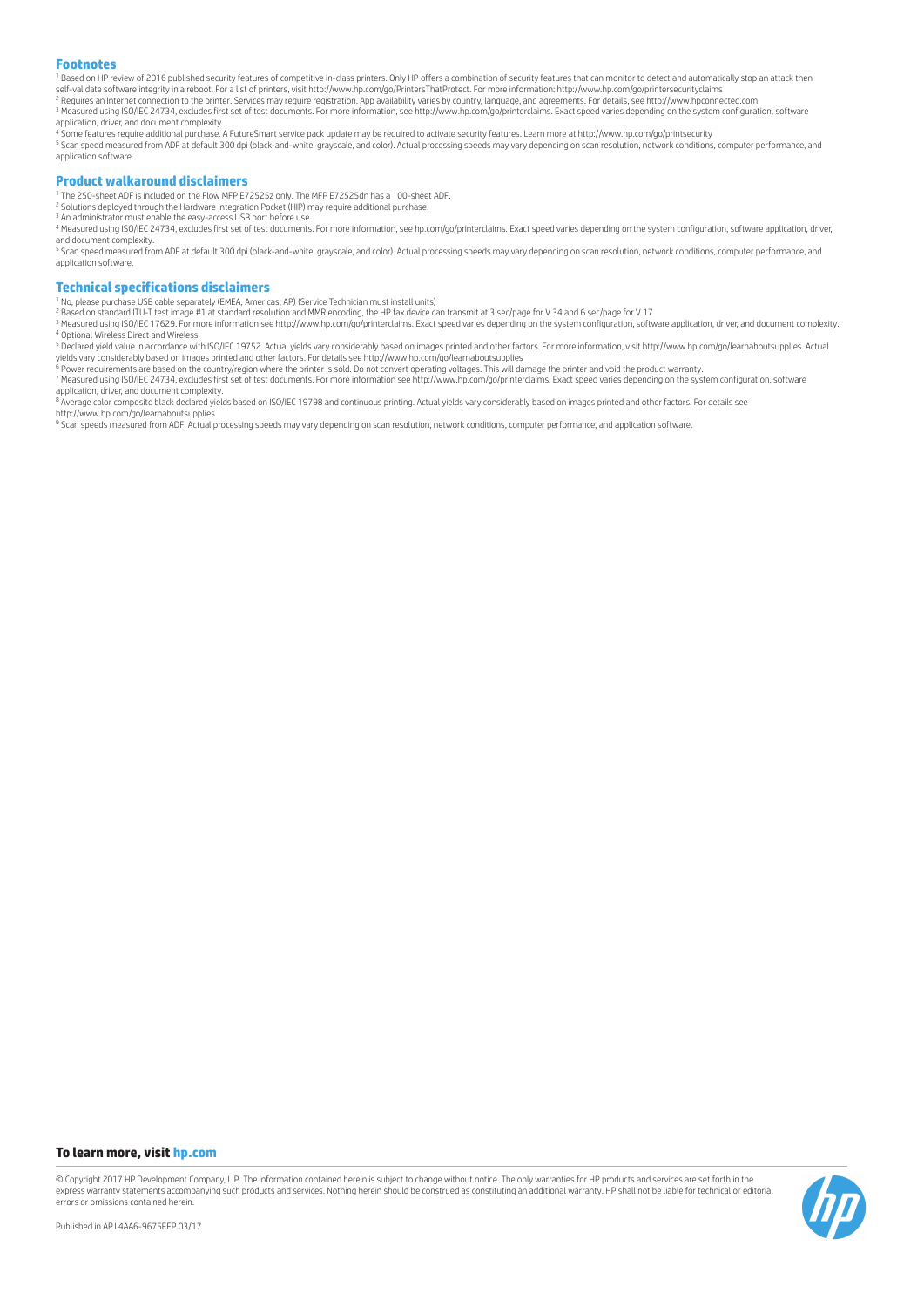## Footnotes

[1] Based on HP review of 2016 published security features of competitive in-class printers. Only HP offers a combination of security features that can monitor to detect and automatically stop an attack then self-validate software integrity in a reboot. For a list of printers, visit http://www.hp.com/go/PrintersThatProtect. For more information: http://www.hp.com/go/printersecurityclaims

[2] Requires an Internet connection to the printer. Services may require registration. App availability varies by country, language, and agreements. For details, see http://www.hpconnected.com

[3] Measured using ISO/IEC 24734, excludes first set of test documents. For more information, see http://www.hp.com/go/printerclaims. Exact speed varies depending on the system configuration, software application, driver, and document complexity.

[4] Some features require additional purchase. A FutureSmart service pack update may be required to activate security features. Learn more at http://www.hp.com/go/printsecurity

[5] Scan speed measured from ADF at default 300 dpi (black-and-white, grayscale, and color). Actual processing speeds may vary depending on scan resolution, network conditions, computer performance, and application software.

## Product walkaround disclaimers

[1] The 250-sheet ADF is included on the Flow MFP E72525z only. The MFP E72525dn has a 100-sheet ADF.

[2] Solutions deployed through the Hardware Integration Pocket (HIP) may require additional purchase.

[3] An administrator must enable the easy-access USB port before use.

[4] Measured using ISO/IEC 24734, excludes first set of test documents. For more information, see hp.com/go/printerclaims. Exact speed varies depending on the system configuration, software application, driver, and document complexity.

[5] Scan speed measured from ADF at default 300 dpi (black-and-white, grayscale, and color). Actual processing speeds may vary depending on scan resolution, network conditions, computer performance, and application software.

## Technical specifications disclaimers

[1] No, please purchase USB cable separately (EMEA, Americas; AP) (Service Technician must install units)

[2] Based on standard ITU-T test image #1 at standard resolution and MMR encoding, the HP fax device can transmit at 3 sec/page for V.34 and 6 sec/page for V.17

[3] Measured using ISO/IEC 17629. For more information see http://www.hp.com/go/printerclaims. Exact speed varies depending on the system configuration, software application, driver, and document complexity.

[4] Optional Wireless Direct and Wireless

[5] Declared yield value in accordance with ISO/IEC 19752. Actual yields vary considerably based on images printed and other factors. For more information, visit http://www.hp.com/go/learnaboutsupplies. Actual yields vary considerably based on images printed and other factors. For details see http://www.hp.com/go/learnaboutsupplies

[6] Power requirements are based on the country/region where the printer is sold. Do not convert operating voltages. This will damage the printer and void the product warranty.

[7] Measured using ISO/IEC 24734, excludes first set of test documents. For more information see http://www.hp.com/go/printerclaims. Exact speed varies depending on the system configuration, software application, driver, and document complexity.

[8] Average color composite black declared yields based on ISO/IEC 19798 and continuous printing. Actual yields vary considerably based on images printed and other factors. For details see http://www.hp.com/go/learnaboutsupplies

[9] Scan speeds measured from ADF. Actual processing speeds may vary depending on scan resolution, network conditions, computer performance, and application software.

**To learn more, visit hp.com**

© Copyright 2017 HP Development Company, L.P. The information contained herein is subject to change without notice. The only warranties for HP products and services are set forth in the express warranty statements accompanying such products and services. Nothing herein should be construed as constituting an additional warranty. HP shall not be liable for technical or editorial errors or omissions contained herein.

Published in APJ 4AA6-9675EEP 03/17